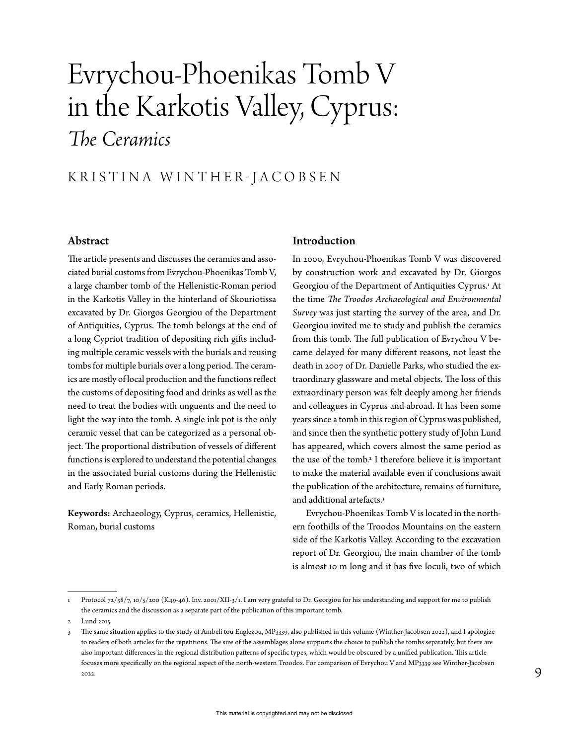# Evrychou-Phoenikas Tomb V in the Karkotis Valley, Cyprus: *The Ceramics*

KRISTINA WINTHER-JACOBSEN

## Abstract

The article presents and discusses the ceramics and associated burial customs from Evrychou-Phoenikas Tomb V, a large chamber tomb of the Hellenistic-Roman period in the Karkotis Valley in the hinterland of Skouriotissa excavated by Dr. Giorgos Georgiou of the Department of Antiquities, Cyprus. The tomb belongs at the end of a long Cypriot tradition of depositing rich gifts including multiple ceramic vessels with the burials and reusing tombs for multiple burials over a long period. The ceramics are mostly of local production and the functions reflect the customs of depositing food and drinks as well as the need to treat the bodies with unguents and the need to light the way into the tomb. A single ink pot is the only ceramic vessel that can be categorized as a personal object. The proportional distribution of vessels of different functions is explored to understand the potential changes in the associated burial customs during the Hellenistic and Early Roman periods.

**Keywords:** Archaeology, Cyprus, ceramics, Hellenistic, Roman, burial customs

## Introduction

In 2000, Evrychou-Phoenikas Tomb V was discovered by construction work and excavated by Dr. Giorgos Georgiou of the Department of Antiquities Cyprus.[1] At the time *The Troodos Archaeological and Environmental Survey* was just starting the survey of the area, and Dr. Georgiou invited me to study and publish the ceramics from this tomb. The full publication of Evrychou V became delayed for many different reasons, not least the death in 2007 of Dr. Danielle Parks, who studied the extraordinary glassware and metal objects. The loss of this extraordinary person was felt deeply among her friends and colleagues in Cyprus and abroad. It has been some years since a tomb in this region of Cyprus was published, and since then the synthetic pottery study of John Lund has appeared, which covers almost the same period as the use of the tomb.[2] I therefore believe it is important to make the material available even if conclusions await the publication of the architecture, remains of furniture, and additional artefacts.[3]

Evrychou-Phoenikas Tomb V is located in the northern foothills of the Troodos Mountains on the eastern side of the Karkotis Valley. According to the excavation report of Dr. Georgiou, the main chamber of the tomb is almost 10 m long and it has five loculi, two of which

---

1 Protocol 72/38/7, 10/5/200 (K49-46). Inv. 2001/XII-3/1. I am very grateful to Dr. Georgiou for his understanding and support for me to publish the ceramics and the discussion as a separate part of the publication of this important tomb.

2 Lund 2015.

3 The same situation applies to the study of Ambeli tou Englezou, MP3339, also published in this volume (Winther-Jacobsen 2022), and I apologize to readers of both articles for the repetitions. The size of the assemblages alone supports the choice to publish the tombs separately, but there are also important differences in the regional distribution patterns of specific types, which would be obscured by a unified publication. This article focuses more specifically on the regional aspect of the north-western Troodos. For comparison of Evrychou V and MP3339 see Winther-Jacobsen 2022.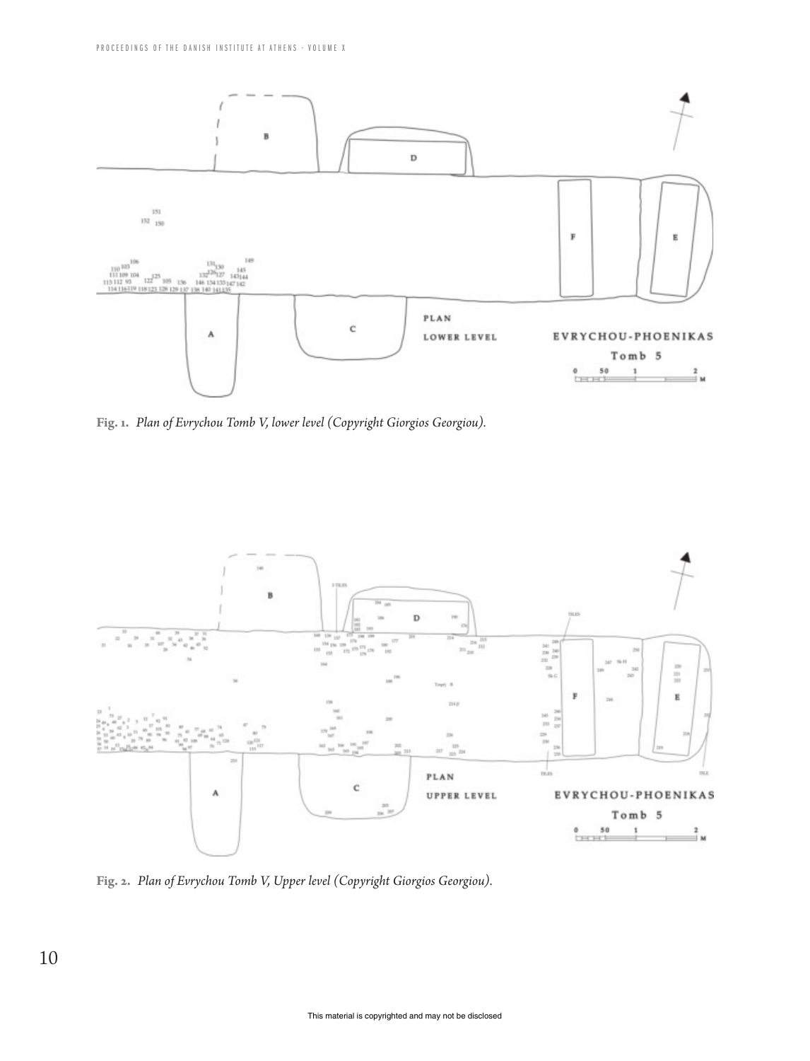Fig. 1. *Plan of Evrychou Tomb V, lower level (Copyright Giorgios Georgiou).*

Fig. 2. *Plan of Evrychou Tomb V, Upper level (Copyright Giorgios Georgiou).*

This material is copyrighted and may not be disclosed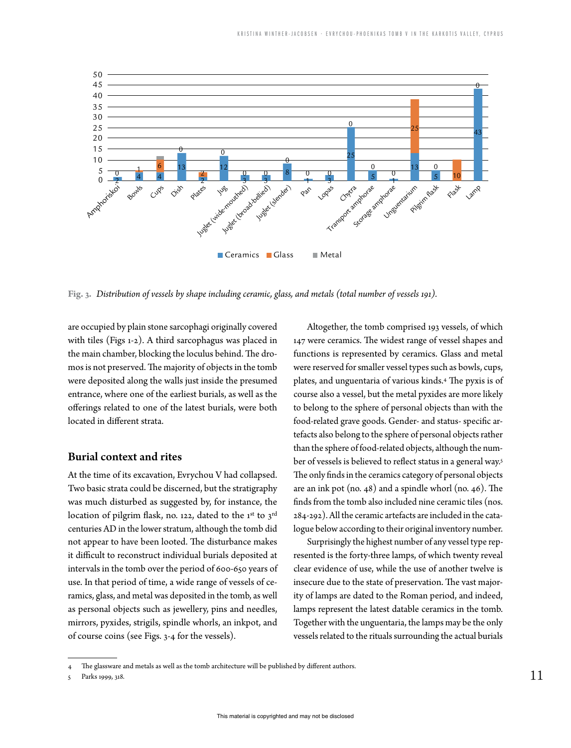Fig. 3. *Distribution of vessels by shape including ceramic, glass, and metals (total number of vessels 191).*

are occupied by plain stone sarcophagi originally covered with tiles (Figs 1-2). A third sarcophagus was placed in the main chamber, blocking the loculus behind. The dromos is not preserved. The majority of objects in the tomb were deposited along the walls just inside the presumed entrance, where one of the earliest burials, as well as the offerings related to one of the latest burials, were both located in different strata.

## Burial context and rites

At the time of its excavation, Evrychou V had collapsed. Two basic strata could be discerned, but the stratigraphy was much disturbed as suggested by, for instance, the location of pilgrim flask, no. 122, dated to the 1st to 3rd centuries AD in the lower stratum, although the tomb did not appear to have been looted. The disturbance makes it difficult to reconstruct individual burials deposited at intervals in the tomb over the period of 600-650 years of use. In that period of time, a wide range of vessels of ceramics, glass, and metal was deposited in the tomb, as well as personal objects such as jewellery, pins and needles, mirrors, pyxides, strigils, spindle whorls, an inkpot, and of course coins (see Figs. 3-4 for the vessels).

Altogether, the tomb comprised 193 vessels, of which 147 were ceramics. The widest range of vessel shapes and functions is represented by ceramics. Glass and metal were reserved for smaller vessel types such as bowls, cups, plates, and unguentaria of various kinds.[4] The pyxis is of course also a vessel, but the metal pyxides are more likely to belong to the sphere of personal objects than with the food-related grave goods. Gender- and status- specific artefacts also belong to the sphere of personal objects rather than the sphere of food-related objects, although the number of vessels is believed to reflect status in a general way.[5] The only finds in the ceramics category of personal objects are an ink pot (no. 48) and a spindle whorl (no. 46). The finds from the tomb also included nine ceramic tiles (nos. 284-292). All the ceramic artefacts are included in the catalogue below according to their original inventory number.

Surprisingly the highest number of any vessel type represented is the forty-three lamps, of which twenty reveal clear evidence of use, while the use of another twelve is insecure due to the state of preservation. The vast majority of lamps are dated to the Roman period, and indeed, lamps represent the latest datable ceramics in the tomb. Together with the unguentaria, the lamps may be the only vessels related to the rituals surrounding the actual burials

---

4 The glassware and metals as well as the tomb architecture will be published by different authors.

5 Parks 1999, 318.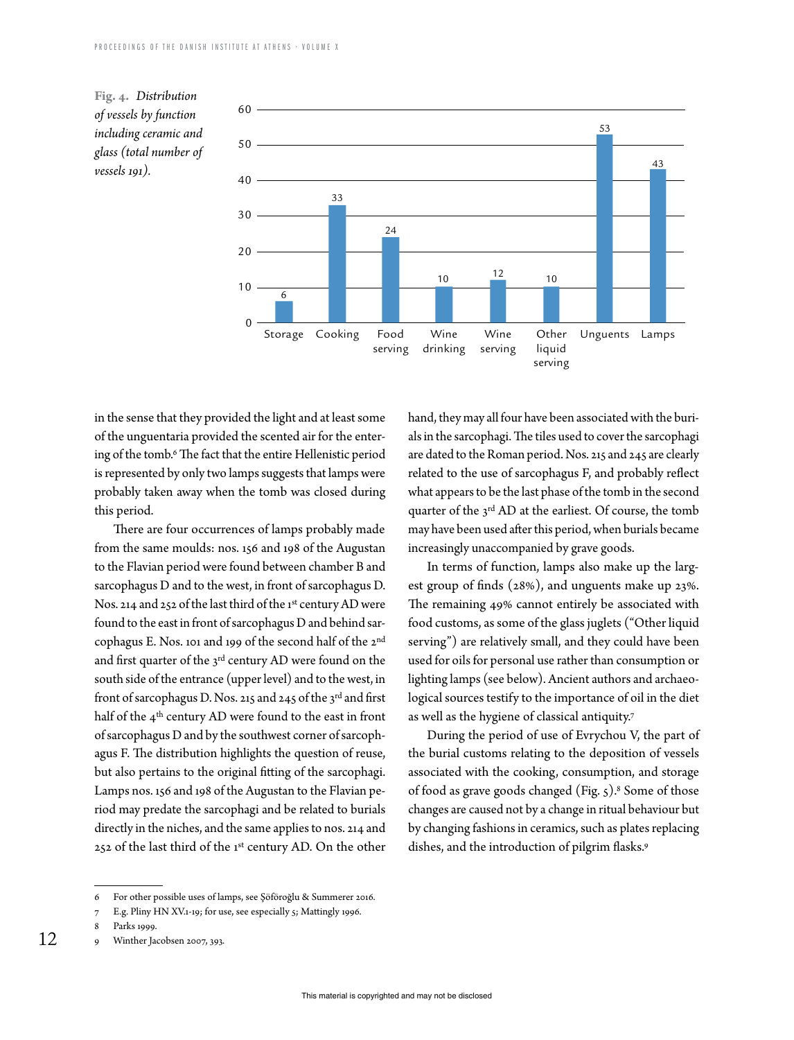**Fig. 4.** *Distribution of vessels by function including ceramic and glass (total number of vessels 191).*

| Function | Number |
| --- | --- |
| Storage | 6 |
| Cooking | 33 |
| Food serving | 24 |
| Wine drinking | 10 |
| Wine serving | 12 |
| Other liquid serving | 10 |
| Unguents | 53 |
| Lamps | 43 |

in the sense that they provided the light and at least some of the unguentaria provided the scented air for the entering of the tomb.[6] The fact that the entire Hellenistic period is represented by only two lamps suggests that lamps were probably taken away when the tomb was closed during this period.

There are four occurrences of lamps probably made from the same moulds: nos. 156 and 198 of the Augustan to the Flavian period were found between chamber B and sarcophagus D and to the west, in front of sarcophagus D. Nos. 214 and 252 of the last third of the 1st century AD were found to the east in front of sarcophagus D and behind sarcophagus E. Nos. 101 and 199 of the second half of the 2nd and first quarter of the 3rd century AD were found on the south side of the entrance (upper level) and to the west, in front of sarcophagus D. Nos. 215 and 245 of the 3rd and first half of the 4th century AD were found to the east in front of sarcophagus D and by the southwest corner of sarcophagus F. The distribution highlights the question of reuse, but also pertains to the original fitting of the sarcophagi. Lamps nos. 156 and 198 of the Augustan to the Flavian period may predate the sarcophagi and be related to burials directly in the niches, and the same applies to nos. 214 and 252 of the last third of the 1st century AD. On the other hand, they may all four have been associated with the burials in the sarcophagi. The tiles used to cover the sarcophagi are dated to the Roman period. Nos. 215 and 245 are clearly related to the use of sarcophagus F, and probably reflect what appears to be the last phase of the tomb in the second quarter of the 3rd AD at the earliest. Of course, the tomb may have been used after this period, when burials became increasingly unaccompanied by grave goods.

In terms of function, lamps also make up the largest group of finds (28%), and unguents make up 23%. The remaining 49% cannot entirely be associated with food customs, as some of the glass juglets ("Other liquid serving") are relatively small, and they could have been used for oils for personal use rather than consumption or lighting lamps (see below). Ancient authors and archaeological sources testify to the importance of oil in the diet as well as the hygiene of classical antiquity.[7]

During the period of use of Evrychou V, the part of the burial customs relating to the deposition of vessels associated with the cooking, consumption, and storage of food as grave goods changed (Fig. 5).[8] Some of those changes are caused not by a change in ritual behaviour but by changing fashions in ceramics, such as plates replacing dishes, and the introduction of pilgrim flasks.[9]

---

6 For other possible uses of lamps, see Şöföroğlu & Summerer 2016.

7 E.g. Pliny HN XV.1-19; for use, see especially 5; Mattingly 1996.

8 Parks 1999.

9 Winther Jacobsen 2007, 393.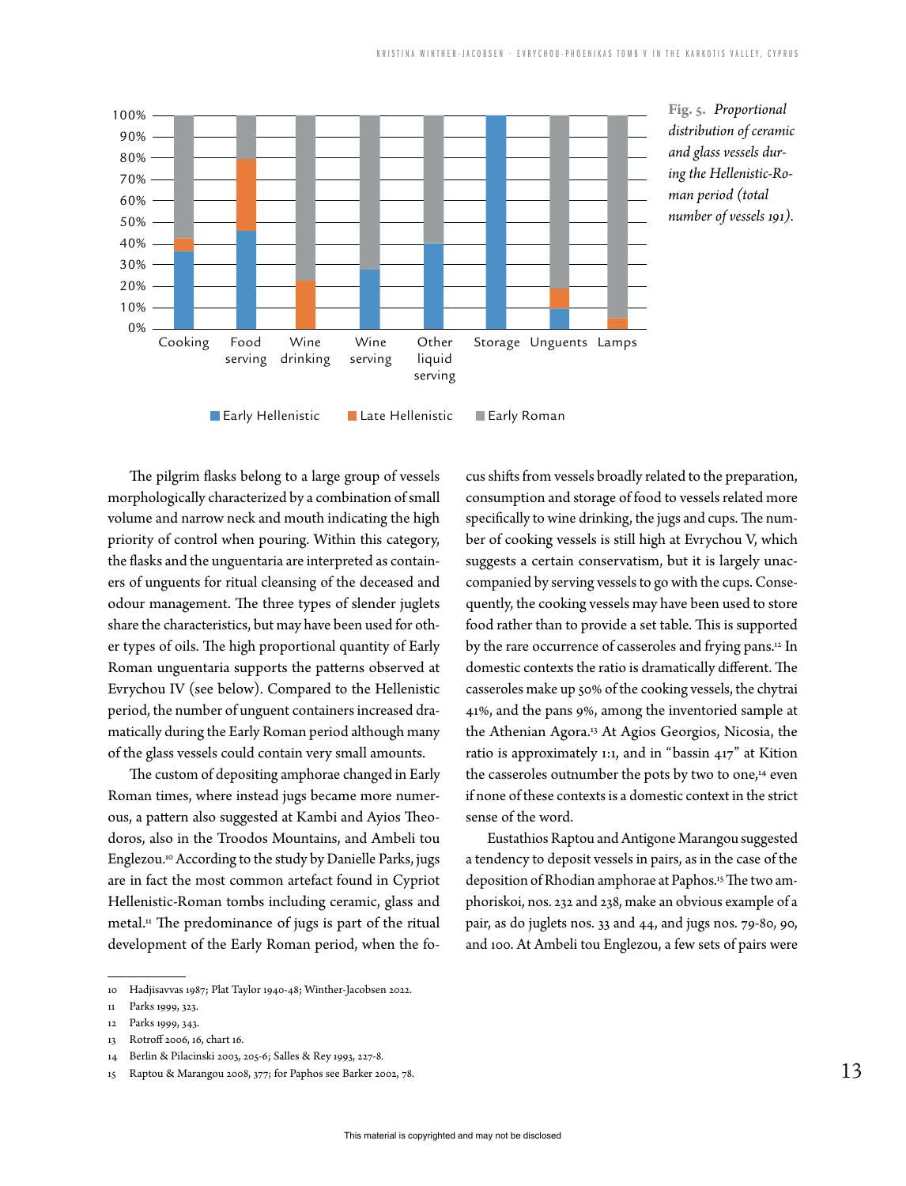**Fig. 5.** *Proportional distribution of ceramic and glass vessels during the Hellenistic-Roman period (total number of vessels 191).*

The pilgrim flasks belong to a large group of vessels morphologically characterized by a combination of small volume and narrow neck and mouth indicating the high priority of control when pouring. Within this category, the flasks and the unguentaria are interpreted as containers of unguents for ritual cleansing of the deceased and odour management. The three types of slender juglets share the characteristics, but may have been used for other types of oils. The high proportional quantity of Early Roman unguentaria supports the patterns observed at Evrychou IV (see below). Compared to the Hellenistic period, the number of unguent containers increased dramatically during the Early Roman period although many of the glass vessels could contain very small amounts.

The custom of depositing amphorae changed in Early Roman times, where instead jugs became more numerous, a pattern also suggested at Kambi and Ayios Theodoros, also in the Troodos Mountains, and Ambeli tou Englezou.[10] According to the study by Danielle Parks, jugs are in fact the most common artefact found in Cypriot Hellenistic-Roman tombs including ceramic, glass and metal.[11] The predominance of jugs is part of the ritual development of the Early Roman period, when the focus shifts from vessels broadly related to the preparation, consumption and storage of food to vessels related more specifically to wine drinking, the jugs and cups. The number of cooking vessels is still high at Evrychou V, which suggests a certain conservatism, but it is largely unaccompanied by serving vessels to go with the cups. Consequently, the cooking vessels may have been used to store food rather than to provide a set table. This is supported by the rare occurrence of casseroles and frying pans.[12] In domestic contexts the ratio is dramatically different. The casseroles make up 50% of the cooking vessels, the chytrai 41%, and the pans 9%, among the inventoried sample at the Athenian Agora.[13] At Agios Georgios, Nicosia, the ratio is approximately 1:1, and in "bassin 417" at Kition the casseroles outnumber the pots by two to one,[14] even if none of these contexts is a domestic context in the strict sense of the word.

Eustathios Raptou and Antigone Marangou suggested a tendency to deposit vessels in pairs, as in the case of the deposition of Rhodian amphorae at Paphos.[15] The two amphoriskoi, nos. 232 and 238, make an obvious example of a pair, as do juglets nos. 33 and 44, and jugs nos. 79-80, 90, and 100. At Ambeli tou Englezou, a few sets of pairs were

---

10 Hadjisavvas 1987; Plat Taylor 1940-48; Winther-Jacobsen 2022.

11 Parks 1999, 323.

12 Parks 1999, 343.

13 Rotroff 2006, 16, chart 16.

14 Berlin & Pilacinski 2003, 205-6; Salles & Rey 1993, 227-8.

15 Raptou & Marangou 2008, 377; for Paphos see Barker 2002, 78.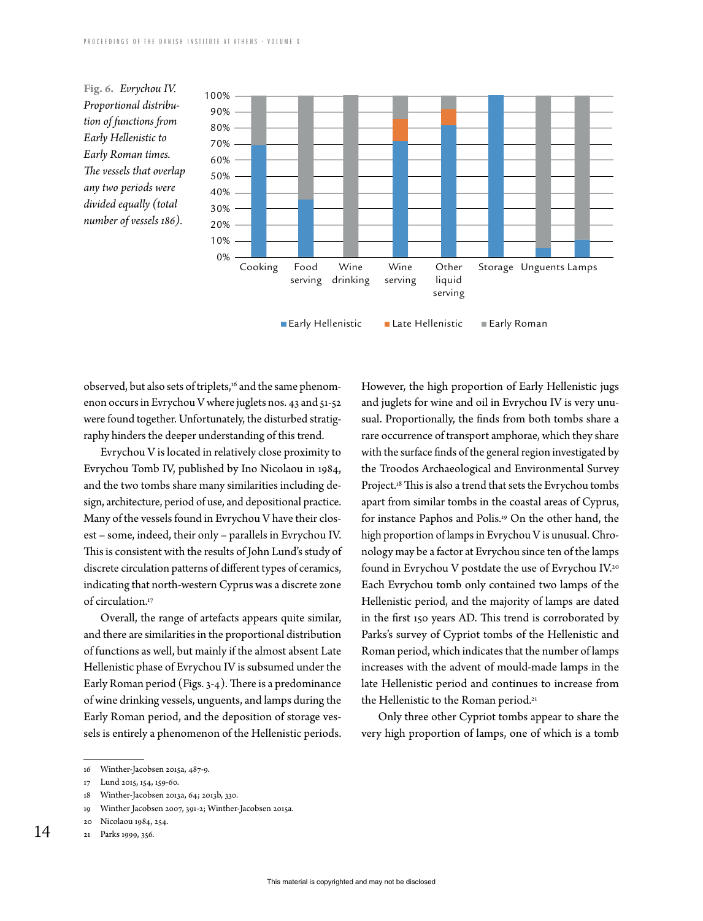*Fig. 6. Evrychou IV. Proportional distribution of functions from Early Hellenistic to Early Roman times. The vessels that overlap any two periods were divided equally (total number of vessels 186).*

observed, but also sets of triplets,[16] and the same phenomenon occurs in Evrychou V where juglets nos. 43 and 51-52 were found together. Unfortunately, the disturbed stratigraphy hinders the deeper understanding of this trend.

Evrychou V is located in relatively close proximity to Evrychou Tomb IV, published by Ino Nicolaou in 1984, and the two tombs share many similarities including design, architecture, period of use, and depositional practice. Many of the vessels found in Evrychou V have their closest – some, indeed, their only – parallels in Evrychou IV. This is consistent with the results of John Lund's study of discrete circulation patterns of different types of ceramics, indicating that north-western Cyprus was a discrete zone of circulation.[17]

Overall, the range of artefacts appears quite similar, and there are similarities in the proportional distribution of functions as well, but mainly if the almost absent Late Hellenistic phase of Evrychou IV is subsumed under the Early Roman period (Figs. 3-4). There is a predominance of wine drinking vessels, unguents, and lamps during the Early Roman period, and the deposition of storage vessels is entirely a phenomenon of the Hellenistic periods. However, the high proportion of Early Hellenistic jugs and juglets for wine and oil in Evrychou IV is very unusual. Proportionally, the finds from both tombs share a rare occurrence of transport amphorae, which they share with the surface finds of the general region investigated by the Troodos Archaeological and Environmental Survey Project.[18] This is also a trend that sets the Evrychou tombs apart from similar tombs in the coastal areas of Cyprus, for instance Paphos and Polis.[19] On the other hand, the high proportion of lamps in Evrychou V is unusual. Chronology may be a factor at Evrychou since ten of the lamps found in Evrychou V postdate the use of Evrychou IV.[20] Each Evrychou tomb only contained two lamps of the Hellenistic period, and the majority of lamps are dated in the first 150 years AD. This trend is corroborated by Parks's survey of Cypriot tombs of the Hellenistic and Roman period, which indicates that the number of lamps increases with the advent of mould-made lamps in the late Hellenistic period and continues to increase from the Hellenistic to the Roman period.[21]

Only three other Cypriot tombs appear to share the very high proportion of lamps, one of which is a tomb

---

16 Winther-Jacobsen 2015a, 487-9.

17 Lund 2015, 154, 159-60.

18 Winther-Jacobsen 2013a, 64; 2013b, 330.

19 Winther Jacobsen 2007, 391-2; Winther-Jacobsen 2015a.

20 Nicolaou 1984, 254.

21 Parks 1999, 356.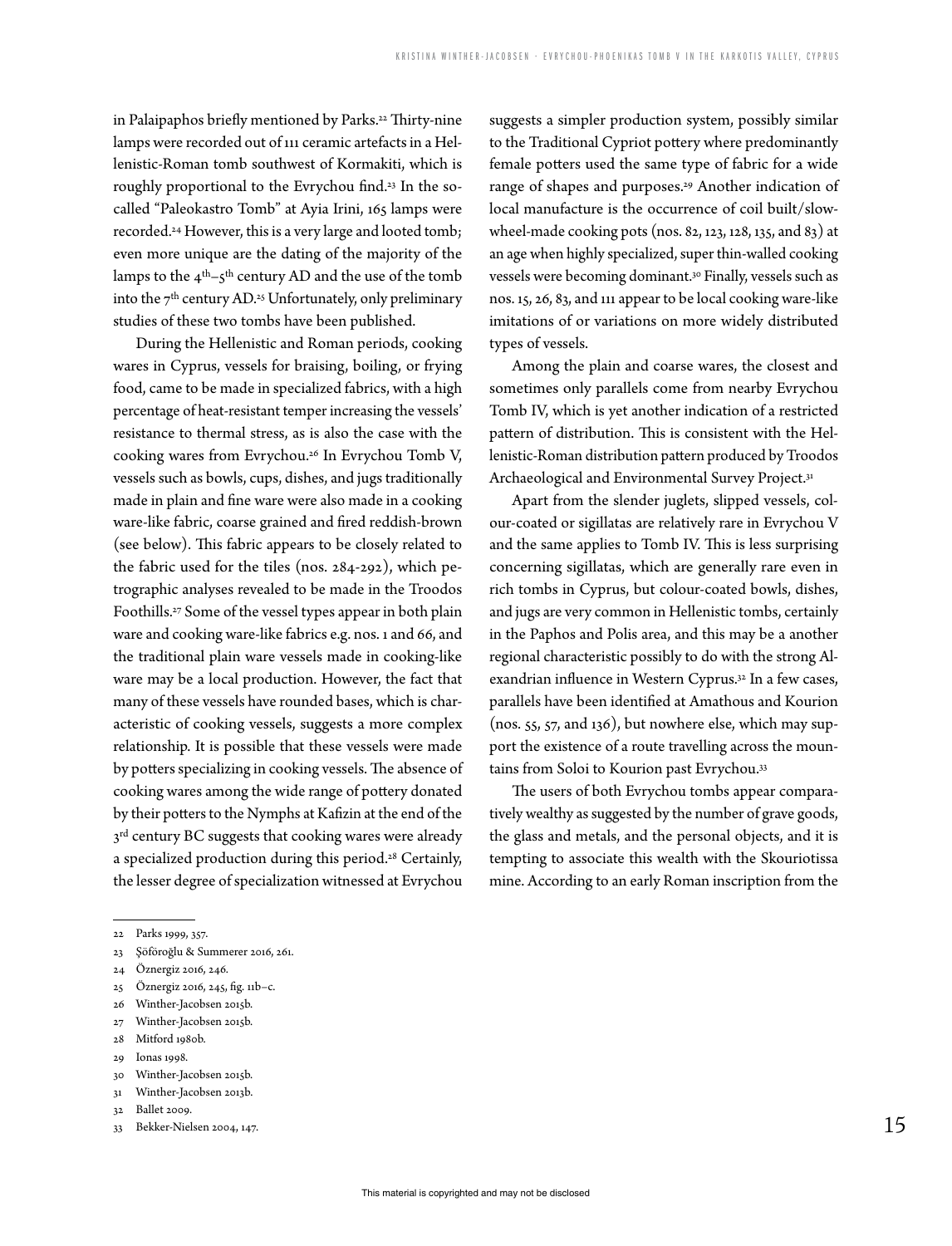in Palaipaphos briefly mentioned by Parks.[22] Thirty-nine lamps were recorded out of 111 ceramic artefacts in a Hellenistic-Roman tomb southwest of Kormakiti, which is roughly proportional to the Evrychou find.[23] In the so-called "Paleokastro Tomb" at Ayia Irini, 165 lamps were recorded.[24] However, this is a very large and looted tomb; even more unique are the dating of the majority of the lamps to the 4th–5th century AD and the use of the tomb into the 7th century AD.[25] Unfortunately, only preliminary studies of these two tombs have been published.

During the Hellenistic and Roman periods, cooking wares in Cyprus, vessels for braising, boiling, or frying food, came to be made in specialized fabrics, with a high percentage of heat-resistant temper increasing the vessels' resistance to thermal stress, as is also the case with the cooking wares from Evrychou.[26] In Evrychou Tomb V, vessels such as bowls, cups, dishes, and jugs traditionally made in plain and fine ware were also made in a cooking ware-like fabric, coarse grained and fired reddish-brown (see below). This fabric appears to be closely related to the fabric used for the tiles (nos. 284-292), which petrographic analyses revealed to be made in the Troodos Foothills.[27] Some of the vessel types appear in both plain ware and cooking ware-like fabrics e.g. nos. 1 and 66, and the traditional plain ware vessels made in cooking-like ware may be a local production. However, the fact that many of these vessels have rounded bases, which is characteristic of cooking vessels, suggests a more complex relationship. It is possible that these vessels were made by potters specializing in cooking vessels. The absence of cooking wares among the wide range of pottery donated by their potters to the Nymphs at Kafizin at the end of the 3rd century BC suggests that cooking wares were already a specialized production during this period.[28] Certainly, the lesser degree of specialization witnessed at Evrychou suggests a simpler production system, possibly similar to the Traditional Cypriot pottery where predominantly female potters used the same type of fabric for a wide range of shapes and purposes.[29] Another indication of local manufacture is the occurrence of coil built/slow-wheel-made cooking pots (nos. 82, 123, 128, 135, and 83) at an age when highly specialized, super thin-walled cooking vessels were becoming dominant.[30] Finally, vessels such as nos. 15, 26, 83, and 111 appear to be local cooking ware-like imitations of or variations on more widely distributed types of vessels.

Among the plain and coarse wares, the closest and sometimes only parallels come from nearby Evrychou Tomb IV, which is yet another indication of a restricted pattern of distribution. This is consistent with the Hellenistic-Roman distribution pattern produced by Troodos Archaeological and Environmental Survey Project.[31]

Apart from the slender juglets, slipped vessels, colour-coated or sigillatas are relatively rare in Evrychou V and the same applies to Tomb IV. This is less surprising concerning sigillatas, which are generally rare even in rich tombs in Cyprus, but colour-coated bowls, dishes, and jugs are very common in Hellenistic tombs, certainly in the Paphos and Polis area, and this may be a another regional characteristic possibly to do with the strong Alexandrian influence in Western Cyprus.[32] In a few cases, parallels have been identified at Amathous and Kourion (nos. 55, 57, and 136), but nowhere else, which may support the existence of a route travelling across the mountains from Soloi to Kourion past Evrychou.[33]

The users of both Evrychou tombs appear comparatively wealthy as suggested by the number of grave goods, the glass and metals, and the personal objects, and it is tempting to associate this wealth with the Skouriotissa mine. According to an early Roman inscription from the

---

22 Parks 1999, 357.

23 Şöföroğlu & Summerer 2016, 261.

24 Öznergiz 2016, 246.

25 Öznergiz 2016, 245, fig. 11b–c.

26 Winther-Jacobsen 2015b.

27 Winther-Jacobsen 2015b.

28 Mitford 1980b.

29 Ionas 1998.

30 Winther-Jacobsen 2015b.

31 Winther-Jacobsen 2013b.

32 Ballet 2009.

33 Bekker-Nielsen 2004, 147.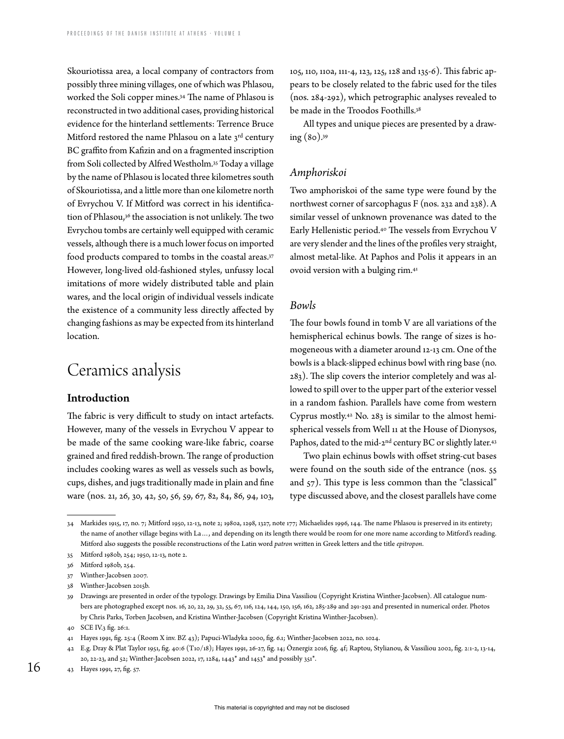Skouriotissa area, a local company of contractors from possibly three mining villages, one of which was Phlasou, worked the Soli copper mines.[34] The name of Phlasou is reconstructed in two additional cases, providing historical evidence for the hinterland settlements: Terrence Bruce Mitford restored the name Phlasou on a late 3rd century BC graffito from Kafizin and on a fragmented inscription from Soli collected by Alfred Westholm.[35] Today a village by the name of Phlasou is located three kilometres south of Skouriotissa, and a little more than one kilometre north of Evrychou V. If Mitford was correct in his identification of Phlasou,[36] the association is not unlikely. The two Evrychou tombs are certainly well equipped with ceramic vessels, although there is a much lower focus on imported food products compared to tombs in the coastal areas.[37] However, long-lived old-fashioned styles, unfussy local imitations of more widely distributed table and plain wares, and the local origin of individual vessels indicate the existence of a community less directly affected by changing fashions as may be expected from its hinterland location.

# Ceramics analysis

## Introduction

The fabric is very difficult to study on intact artefacts. However, many of the vessels in Evrychou V appear to be made of the same cooking ware-like fabric, coarse grained and fired reddish-brown. The range of production includes cooking wares as well as vessels such as bowls, cups, dishes, and jugs traditionally made in plain and fine ware (nos. 21, 26, 30, 42, 50, 56, 59, 67, 82, 84, 86, 94, 103, 105, 110, 110a, 111-4, 123, 125, 128 and 135-6). This fabric appears to be closely related to the fabric used for the tiles (nos. 284-292), which petrographic analyses revealed to be made in the Troodos Foothills.[38]

All types and unique pieces are presented by a drawing (80).[39]

### *Amphoriskoi*

Two amphoriskoi of the same type were found by the northwest corner of sarcophagus F (nos. 232 and 238). A similar vessel of unknown provenance was dated to the Early Hellenistic period.[40] The vessels from Evrychou V are very slender and the lines of the profiles very straight, almost metal-like. At Paphos and Polis it appears in an ovoid version with a bulging rim.[41]

### *Bowls*

The four bowls found in tomb V are all variations of the hemispherical echinus bowls. The range of sizes is homogeneous with a diameter around 12-13 cm. One of the bowls is a black-slipped echinus bowl with ring base (no. 283). The slip covers the interior completely and was allowed to spill over to the upper part of the exterior vessel in a random fashion. Parallels have come from western Cyprus mostly.[42] No. 283 is similar to the almost hemispherical vessels from Well 11 at the House of Dionysos, Paphos, dated to the mid-2nd century BC or slightly later.[43]

Two plain echinus bowls with offset string-cut bases were found on the south side of the entrance (nos. 55 and 57). This type is less common than the "classical" type discussed above, and the closest parallels have come

---

34 Markides 1915, 17, no. 7; Mitford 1950, 12-13, note 2; 1980a, 1298, 1327, note 177; Michaelides 1996, 144. The name Phlasou is preserved in its entirety; the name of another village begins with La…, and depending on its length there would be room for one more name according to Mitford's reading. Mitford also suggests the possible reconstructions of the Latin word *patron* written in Greek letters and the title *epitropon*.

35 Mitford 1980b, 254; 1950, 12-13, note 2.

36 Mitford 1980b, 254.

37 Winther-Jacobsen 2007.

38 Winther-Jacobsen 2015b.

39 Drawings are presented in order of the typology. Drawings by Emilia Dina Vassiliou (Copyright Kristina Winther-Jacobsen). All catalogue numbers are photographed except nos. 16, 20, 22, 29, 32, 55, 67, 116, 124, 144, 150, 156, 162, 285-289 and 291-292 and presented in numerical order. Photos by Chris Parks, Torben Jacobsen, and Kristina Winther-Jacobsen (Copyright Kristina Winther-Jacobsen).

40 SCE IV.3 fig. 26:1.

41 Hayes 1991, fig. 25:4 (Room X inv. BZ 43); Papuci-Wladyka 2000, fig. 6.1; Winther-Jacobsen 2022, no. 1024.

42 E.g. Dray & Plat Taylor 1951, fig. 40:6 (T10/18); Hayes 1991, 26-27, fig. 14; Öznergiz 2016, fig. 4f; Raptou, Stylianou, & Vassiliou 2002, fig. 2:1-2, 13-14, 20, 22-23, and 52; Winther-Jacobsen 2022, 17, 1284, 1443* and 1453* and possibly 351*.

43 Hayes 1991, 27, fig. 57.